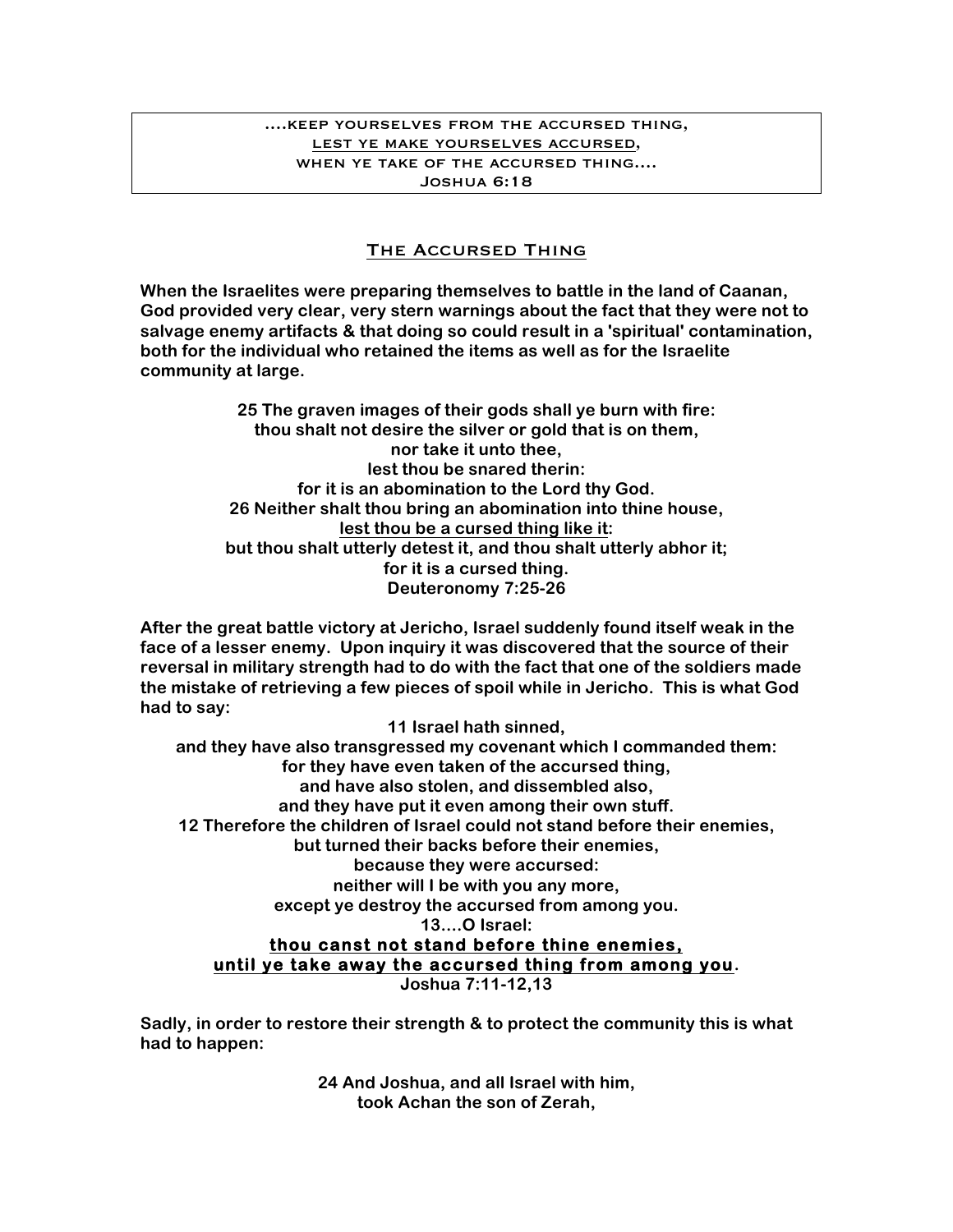....keep yourselves from the accursed thing,
<u>lest ye make yourselves accursed</u>,
when ye take of the accursed thing....
Joshua 6:18

## <u>The Accursed Thing</u>

**When the Israelites were preparing themselves to battle in the land of Caanan, God provided very clear, very stern warnings about the fact that they were not to salvage enemy artifacts & that doing so could result in a 'spiritual' contamination, both for the individual who retained the items as well as for the Israelite community at large.**

**25 The graven images of their gods shall ye burn with fire:
thou shalt not desire the silver or gold that is on them,
nor take it unto thee,
lest thou be snared therin:
for it is an abomination to the Lord thy God.
26 Neither shalt thou bring an abomination into thine house,
<u>lest thou be a cursed thing like it</u>:
but thou shalt utterly detest it, and thou shalt utterly abhor it;
for it is a cursed thing.
Deuteronomy 7:25-26**

**After the great battle victory at Jericho, Israel suddenly found itself weak in the face of a lesser enemy. Upon inquiry it was discovered that the source of their reversal in military strength had to do with the fact that one of the soldiers made the mistake of retrieving a few pieces of spoil while in Jericho. This is what God had to say:**

**11 Israel hath sinned,
and they have also transgressed my covenant which I commanded them:
for they have even taken of the accursed thing,
and have also stolen, and dissembled also,
and they have put it even among their own stuff.
12 Therefore the children of Israel could not stand before their enemies,
but turned their backs before their enemies,
because they were accursed:
neither will I be with you any more,
except ye destroy the accursed from among you.
13....O Israel:
<u>thou canst not stand before thine enemies,
until ye take away the accursed thing from among you</u>.
Joshua 7:11-12,13**

**Sadly, in order to restore their strength & to protect the community this is what had to happen:**

**24 And Joshua, and all Israel with him,
took Achan the son of Zerah,**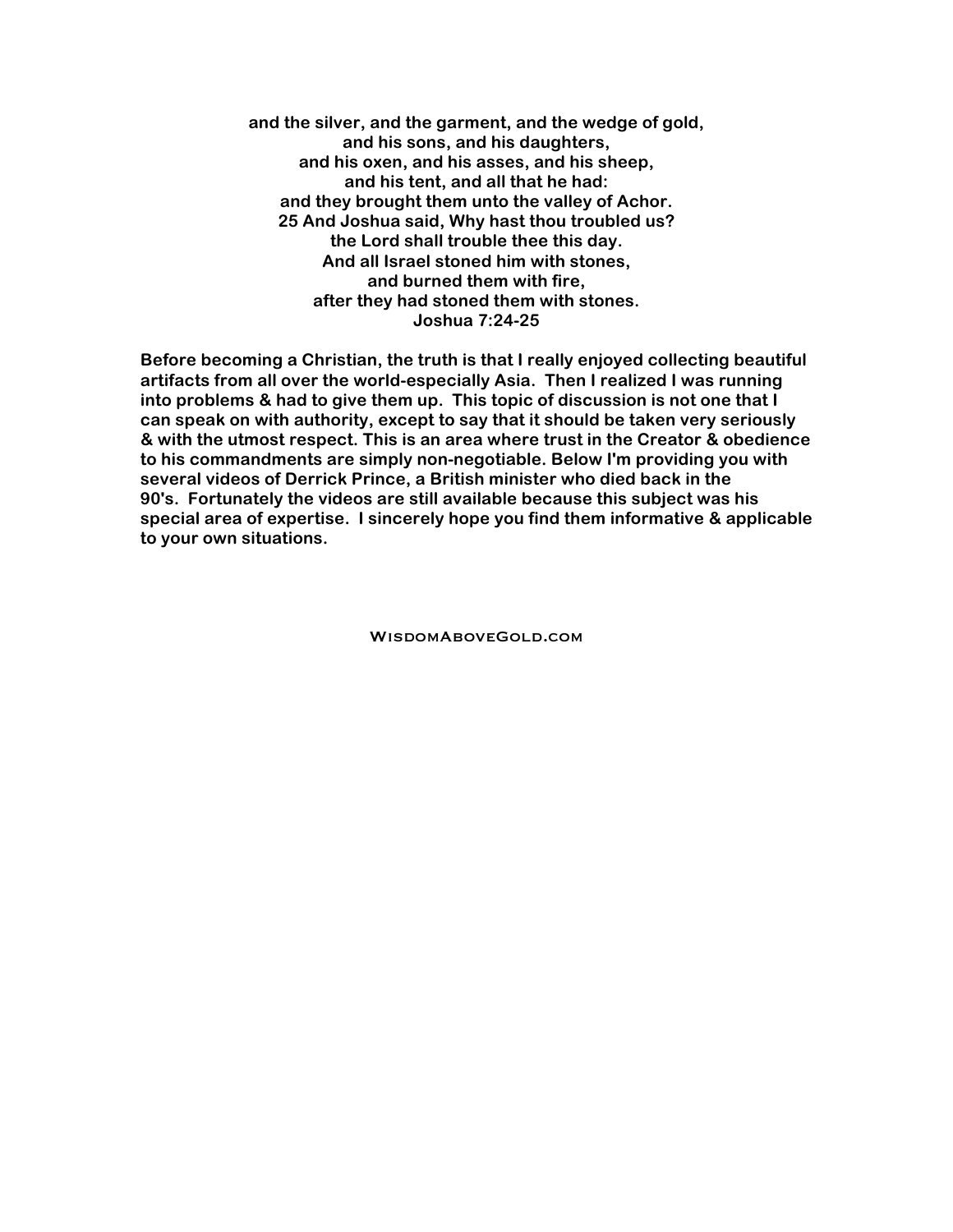**and the silver, and the garment, and the wedge of gold,**
**and his sons, and his daughters,**
**and his oxen, and his asses, and his sheep,**
**and his tent, and all that he had:**
**and they brought them unto the valley of Achor.**
**25 And Joshua said, Why hast thou troubled us?**
**the Lord shall trouble thee this day.**
**And all Israel stoned him with stones,**
**and burned them with fire,**
**after they had stoned them with stones.**
**Joshua 7:24-25**

**Before becoming a Christian, the truth is that I really enjoyed collecting beautiful artifacts from all over the world-especially Asia. Then I realized I was running into problems & had to give them up. This topic of discussion is not one that I can speak on with authority, except to say that it should be taken very seriously & with the utmost respect. This is an area where trust in the Creator & obedience to his commandments are simply non-negotiable. Below I'm providing you with several videos of Derrick Prince, a British minister who died back in the 90's. Fortunately the videos are still available because this subject was his special area of expertise. I sincerely hope you find them informative & applicable to your own situations.**

WisdomAboveGold.com